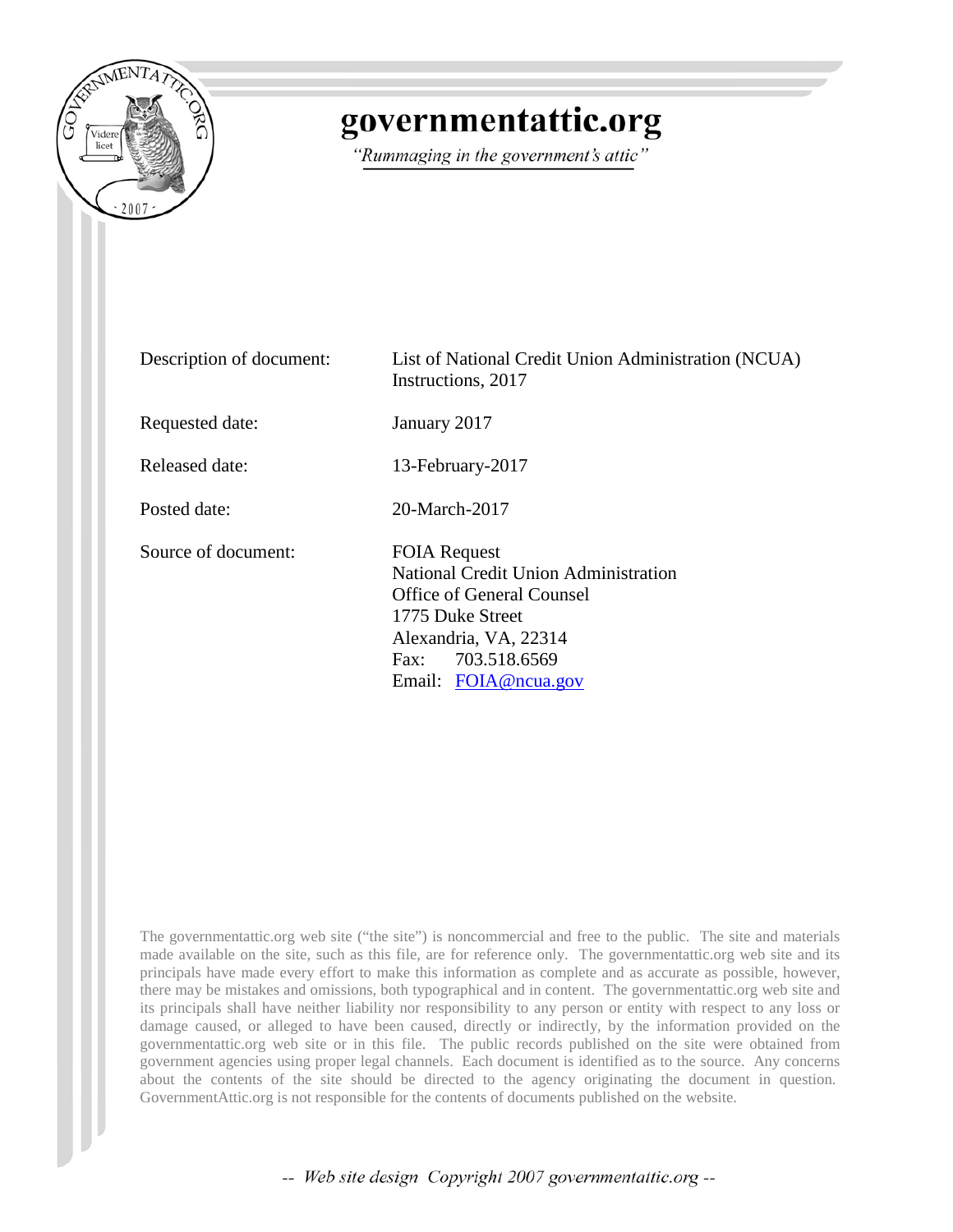# governmentattic.org

*"Rummaging in the government's attic"*

| | |
|---|---|
| Description of document: | List of National Credit Union Administration (NCUA) Instructions, 2017 |
| Requested date: | January 2017 |
| Released date: | 13-February-2017 |
| Posted date: | 20-March-2017 |
| Source of document: | FOIA Request<br>National Credit Union Administration<br>Office of General Counsel<br>1775 Duke Street<br>Alexandria, VA, 22314<br>Fax: 703.518.6569<br>Email: FOIA@ncua.gov |

The governmentattic.org web site ("the site") is noncommercial and free to the public. The site and materials made available on the site, such as this file, are for reference only. The governmentattic.org web site and its principals have made every effort to make this information as complete and as accurate as possible, however, there may be mistakes and omissions, both typographical and in content. The governmentattic.org web site and its principals shall have neither liability nor responsibility to any person or entity with respect to any loss or damage caused, or alleged to have been caused, directly or indirectly, by the information provided on the governmentattic.org web site or in this file. The public records published on the site were obtained from government agencies using proper legal channels. Each document is identified as to the source. Any concerns about the contents of the site should be directed to the agency originating the document in question. GovernmentAttic.org is not responsible for the contents of documents published on the website.

-- Web site design Copyright 2007 governmentattic.org --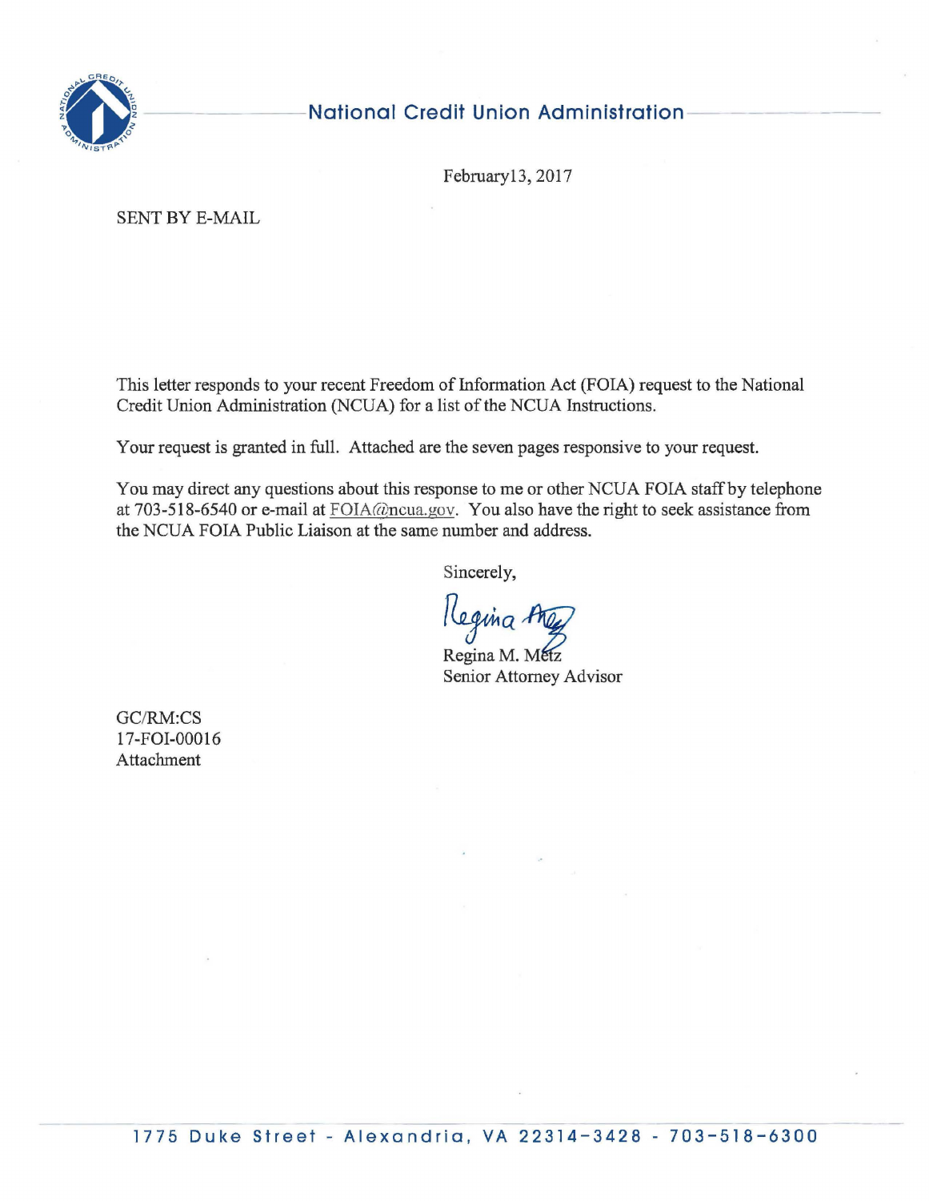National Credit Union Administration

February13, 2017

SENT BY E-MAIL

This letter responds to your recent Freedom of Information Act (FOIA) request to the National Credit Union Administration (NCUA) for a list of the NCUA Instructions.

Your request is granted in full. Attached are the seven pages responsive to your request.

You may direct any questions about this response to me or other NCUA FOIA staff by telephone at 703-518-6540 or e-mail at FOIA@ncua.gov. You also have the right to seek assistance from the NCUA FOIA Public Liaison at the same number and address.

Sincerely,

Regina M. Metz
Senior Attorney Advisor

GC/RM:CS
17-FOI-00016
Attachment

1775 Duke Street - Alexandria, VA 22314-3428 - 703-518-6300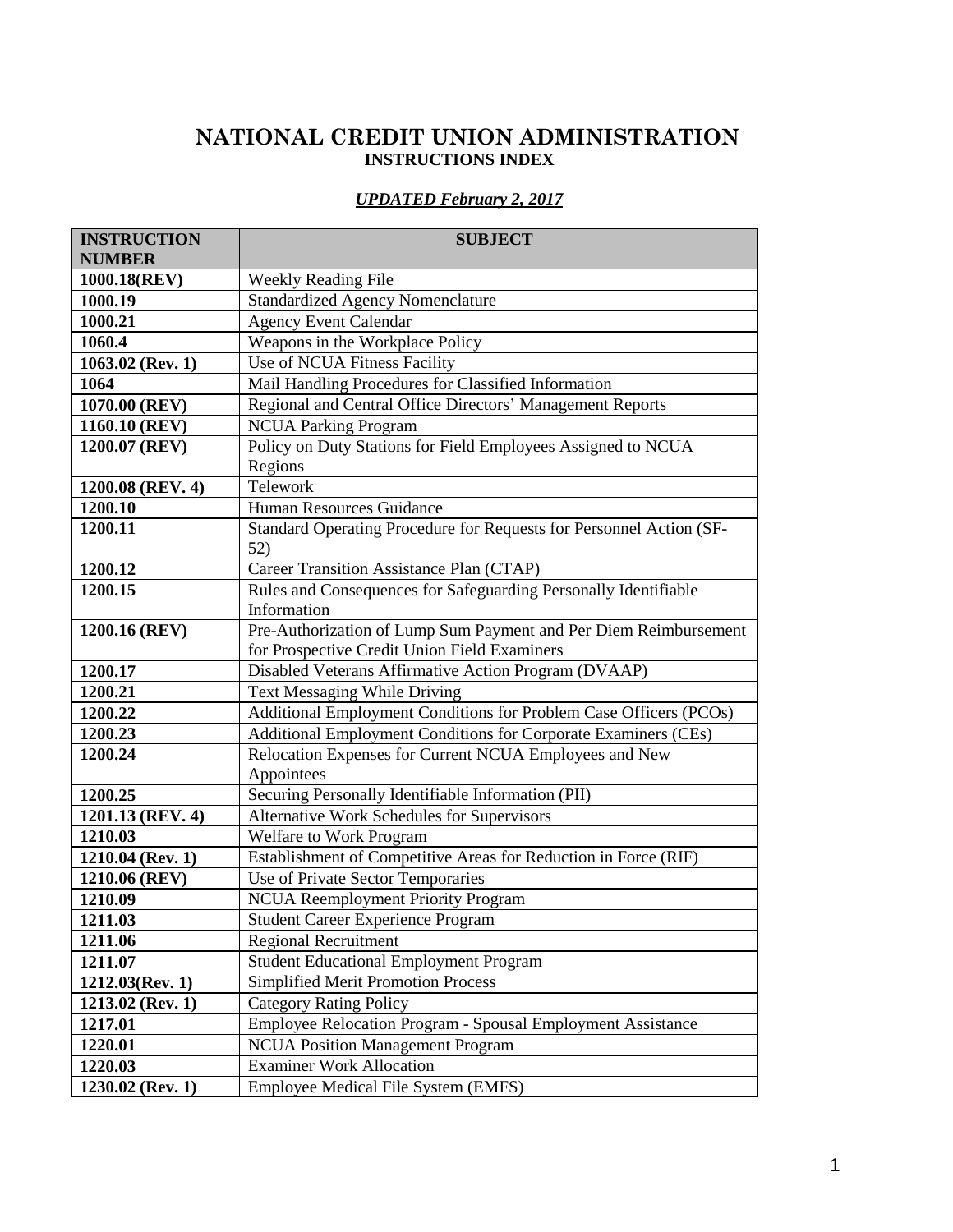# NATIONAL CREDIT UNION ADMINISTRATION
## INSTRUCTIONS INDEX

***UPDATED February 2, 2017***

| INSTRUCTION NUMBER | SUBJECT |
|---|---|
| **1000.18(REV)** | Weekly Reading File |
| **1000.19** | Standardized Agency Nomenclature |
| **1000.21** | Agency Event Calendar |
| **1060.4** | Weapons in the Workplace Policy |
| **1063.02 (Rev. 1)** | Use of NCUA Fitness Facility |
| **1064** | Mail Handling Procedures for Classified Information |
| **1070.00 (REV)** | Regional and Central Office Directors' Management Reports |
| **1160.10 (REV)** | NCUA Parking Program |
| **1200.07 (REV)** | Policy on Duty Stations for Field Employees Assigned to NCUA Regions |
| **1200.08 (REV. 4)** | Telework |
| **1200.10** | Human Resources Guidance |
| **1200.11** | Standard Operating Procedure for Requests for Personnel Action (SF-52) |
| **1200.12** | Career Transition Assistance Plan (CTAP) |
| **1200.15** | Rules and Consequences for Safeguarding Personally Identifiable Information |
| **1200.16 (REV)** | Pre-Authorization of Lump Sum Payment and Per Diem Reimbursement for Prospective Credit Union Field Examiners |
| **1200.17** | Disabled Veterans Affirmative Action Program (DVAAP) |
| **1200.21** | Text Messaging While Driving |
| **1200.22** | Additional Employment Conditions for Problem Case Officers (PCOs) |
| **1200.23** | Additional Employment Conditions for Corporate Examiners (CEs) |
| **1200.24** | Relocation Expenses for Current NCUA Employees and New Appointees |
| **1200.25** | Securing Personally Identifiable Information (PII) |
| **1201.13 (REV. 4)** | Alternative Work Schedules for Supervisors |
| **1210.03** | Welfare to Work Program |
| **1210.04 (Rev. 1)** | Establishment of Competitive Areas for Reduction in Force (RIF) |
| **1210.06 (REV)** | Use of Private Sector Temporaries |
| **1210.09** | NCUA Reemployment Priority Program |
| **1211.03** | Student Career Experience Program |
| **1211.06** | Regional Recruitment |
| **1211.07** | Student Educational Employment Program |
| **1212.03(Rev. 1)** | Simplified Merit Promotion Process |
| **1213.02 (Rev. 1)** | Category Rating Policy |
| **1217.01** | Employee Relocation Program - Spousal Employment Assistance |
| **1220.01** | NCUA Position Management Program |
| **1220.03** | Examiner Work Allocation |
| **1230.02 (Rev. 1)** | Employee Medical File System (EMFS) |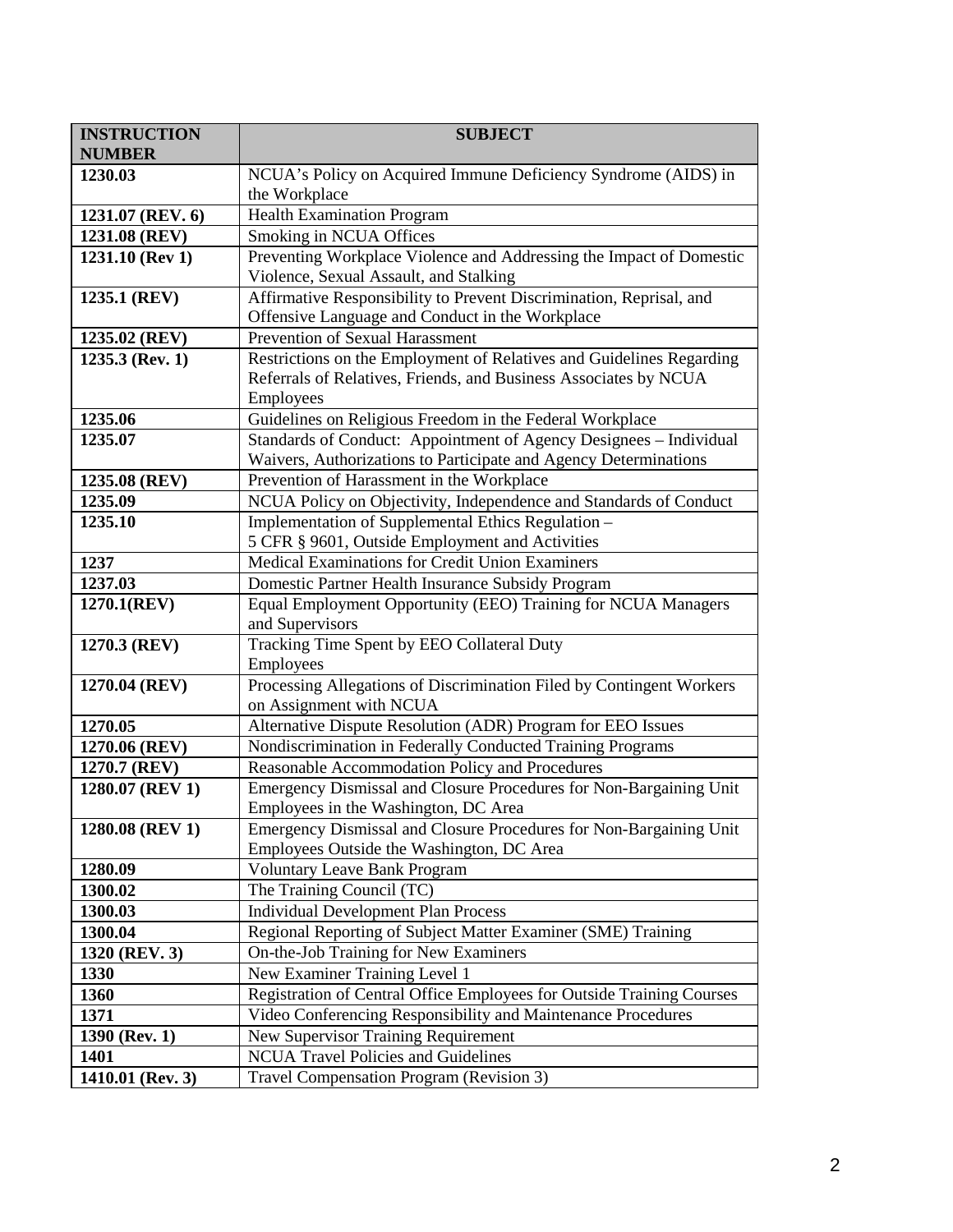| INSTRUCTION NUMBER | SUBJECT |
|---|---|
| **1230.03** | NCUA's Policy on Acquired Immune Deficiency Syndrome (AIDS) in the Workplace |
| **1231.07 (REV. 6)** | Health Examination Program |
| **1231.08 (REV)** | Smoking in NCUA Offices |
| **1231.10 (Rev 1)** | Preventing Workplace Violence and Addressing the Impact of Domestic Violence, Sexual Assault, and Stalking |
| **1235.1 (REV)** | Affirmative Responsibility to Prevent Discrimination, Reprisal, and Offensive Language and Conduct in the Workplace |
| **1235.02 (REV)** | Prevention of Sexual Harassment |
| **1235.3 (Rev. 1)** | Restrictions on the Employment of Relatives and Guidelines Regarding Referrals of Relatives, Friends, and Business Associates by NCUA Employees |
| **1235.06** | Guidelines on Religious Freedom in the Federal Workplace |
| **1235.07** | Standards of Conduct: Appointment of Agency Designees – Individual Waivers, Authorizations to Participate and Agency Determinations |
| **1235.08 (REV)** | Prevention of Harassment in the Workplace |
| **1235.09** | NCUA Policy on Objectivity, Independence and Standards of Conduct |
| **1235.10** | Implementation of Supplemental Ethics Regulation – 5 CFR § 9601, Outside Employment and Activities |
| **1237** | Medical Examinations for Credit Union Examiners |
| **1237.03** | Domestic Partner Health Insurance Subsidy Program |
| **1270.1(REV)** | Equal Employment Opportunity (EEO) Training for NCUA Managers and Supervisors |
| **1270.3 (REV)** | Tracking Time Spent by EEO Collateral Duty Employees |
| **1270.04 (REV)** | Processing Allegations of Discrimination Filed by Contingent Workers on Assignment with NCUA |
| **1270.05** | Alternative Dispute Resolution (ADR) Program for EEO Issues |
| **1270.06 (REV)** | Nondiscrimination in Federally Conducted Training Programs |
| **1270.7 (REV)** | Reasonable Accommodation Policy and Procedures |
| **1280.07 (REV 1)** | Emergency Dismissal and Closure Procedures for Non-Bargaining Unit Employees in the Washington, DC Area |
| **1280.08 (REV 1)** | Emergency Dismissal and Closure Procedures for Non-Bargaining Unit Employees Outside the Washington, DC Area |
| **1280.09** | Voluntary Leave Bank Program |
| **1300.02** | The Training Council (TC) |
| **1300.03** | Individual Development Plan Process |
| **1300.04** | Regional Reporting of Subject Matter Examiner (SME) Training |
| **1320 (REV. 3)** | On-the-Job Training for New Examiners |
| **1330** | New Examiner Training Level 1 |
| **1360** | Registration of Central Office Employees for Outside Training Courses |
| **1371** | Video Conferencing Responsibility and Maintenance Procedures |
| **1390 (Rev. 1)** | New Supervisor Training Requirement |
| **1401** | NCUA Travel Policies and Guidelines |
| **1410.01 (Rev. 3)** | Travel Compensation Program (Revision 3) |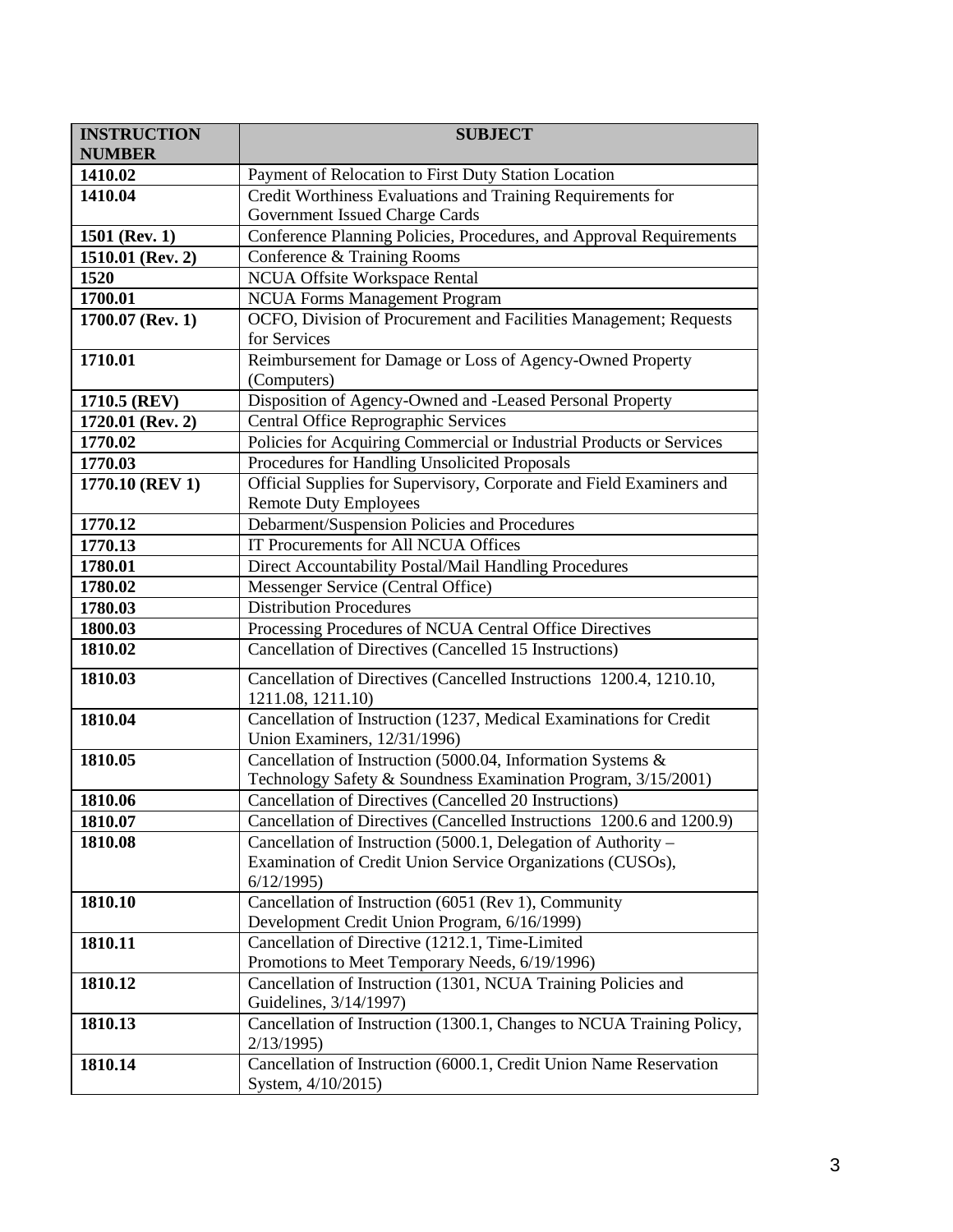| INSTRUCTION NUMBER | SUBJECT |
|---|---|
| **1410.02** | Payment of Relocation to First Duty Station Location |
| **1410.04** | Credit Worthiness Evaluations and Training Requirements for Government Issued Charge Cards |
| **1501 (Rev. 1)** | Conference Planning Policies, Procedures, and Approval Requirements |
| **1510.01 (Rev. 2)** | Conference & Training Rooms |
| **1520** | NCUA Offsite Workspace Rental |
| **1700.01** | NCUA Forms Management Program |
| **1700.07 (Rev. 1)** | OCFO, Division of Procurement and Facilities Management; Requests for Services |
| **1710.01** | Reimbursement for Damage or Loss of Agency-Owned Property (Computers) |
| **1710.5 (REV)** | Disposition of Agency-Owned and -Leased Personal Property |
| **1720.01 (Rev. 2)** | Central Office Reprographic Services |
| **1770.02** | Policies for Acquiring Commercial or Industrial Products or Services |
| **1770.03** | Procedures for Handling Unsolicited Proposals |
| **1770.10 (REV 1)** | Official Supplies for Supervisory, Corporate and Field Examiners and Remote Duty Employees |
| **1770.12** | Debarment/Suspension Policies and Procedures |
| **1770.13** | IT Procurements for All NCUA Offices |
| **1780.01** | Direct Accountability Postal/Mail Handling Procedures |
| **1780.02** | Messenger Service (Central Office) |
| **1780.03** | Distribution Procedures |
| **1800.03** | Processing Procedures of NCUA Central Office Directives |
| **1810.02** | Cancellation of Directives (Cancelled 15 Instructions) |
| **1810.03** | Cancellation of Directives (Cancelled Instructions 1200.4, 1210.10, 1211.08, 1211.10) |
| **1810.04** | Cancellation of Instruction (1237, Medical Examinations for Credit Union Examiners, 12/31/1996) |
| **1810.05** | Cancellation of Instruction (5000.04, Information Systems & Technology Safety & Soundness Examination Program, 3/15/2001) |
| **1810.06** | Cancellation of Directives (Cancelled 20 Instructions) |
| **1810.07** | Cancellation of Directives (Cancelled Instructions 1200.6 and 1200.9) |
| **1810.08** | Cancellation of Instruction (5000.1, Delegation of Authority – Examination of Credit Union Service Organizations (CUSOs), 6/12/1995) |
| **1810.10** | Cancellation of Instruction (6051 (Rev 1), Community Development Credit Union Program, 6/16/1999) |
| **1810.11** | Cancellation of Directive (1212.1, Time-Limited Promotions to Meet Temporary Needs, 6/19/1996) |
| **1810.12** | Cancellation of Instruction (1301, NCUA Training Policies and Guidelines, 3/14/1997) |
| **1810.13** | Cancellation of Instruction (1300.1, Changes to NCUA Training Policy, 2/13/1995) |
| **1810.14** | Cancellation of Instruction (6000.1, Credit Union Name Reservation System, 4/10/2015) |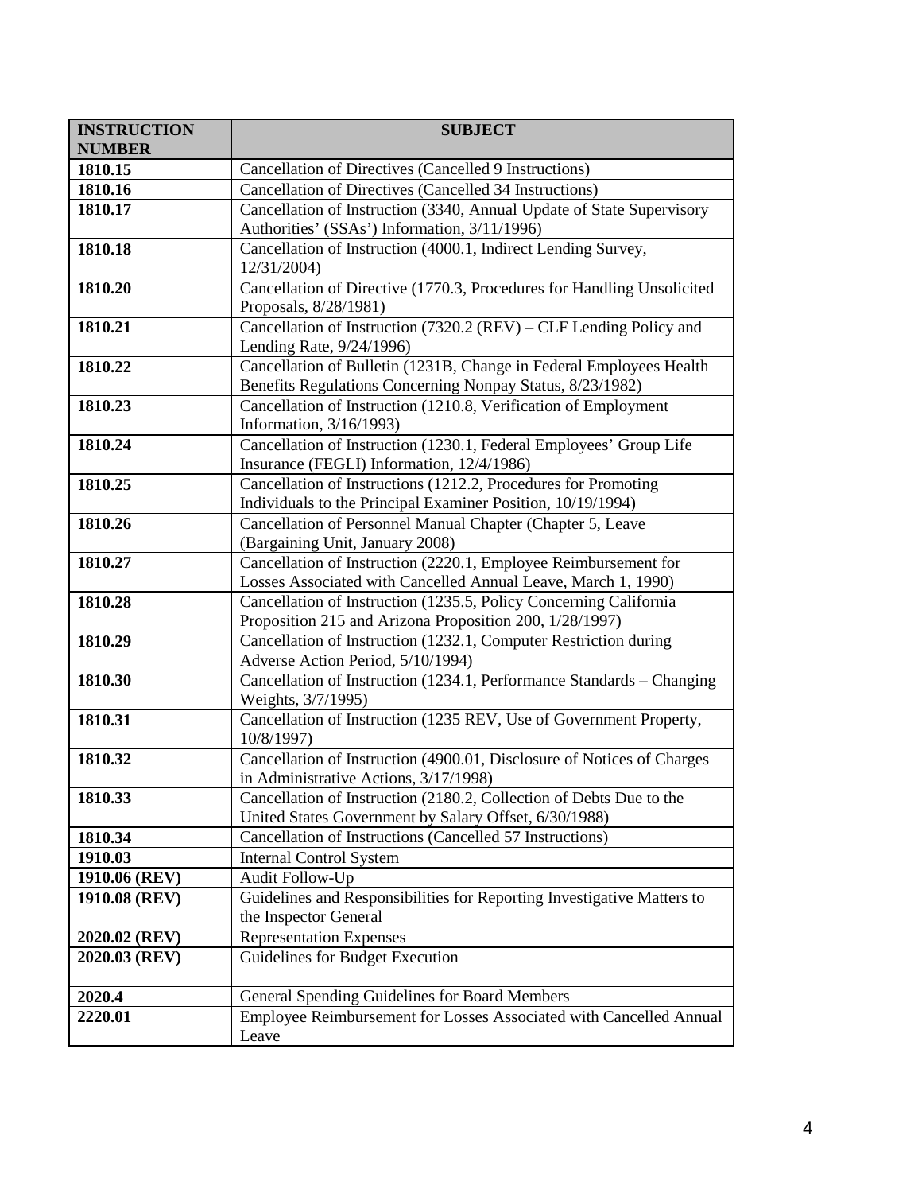| INSTRUCTION NUMBER | SUBJECT |
|---|---|
| 1810.15 | Cancellation of Directives (Cancelled 9 Instructions) |
| 1810.16 | Cancellation of Directives (Cancelled 34 Instructions) |
| 1810.17 | Cancellation of Instruction (3340, Annual Update of State Supervisory Authorities' (SSAs') Information, 3/11/1996) |
| 1810.18 | Cancellation of Instruction (4000.1, Indirect Lending Survey, 12/31/2004) |
| 1810.20 | Cancellation of Directive (1770.3, Procedures for Handling Unsolicited Proposals, 8/28/1981) |
| 1810.21 | Cancellation of Instruction (7320.2 (REV) – CLF Lending Policy and Lending Rate, 9/24/1996) |
| 1810.22 | Cancellation of Bulletin (1231B, Change in Federal Employees Health Benefits Regulations Concerning Nonpay Status, 8/23/1982) |
| 1810.23 | Cancellation of Instruction (1210.8, Verification of Employment Information, 3/16/1993) |
| 1810.24 | Cancellation of Instruction (1230.1, Federal Employees' Group Life Insurance (FEGLI) Information, 12/4/1986) |
| 1810.25 | Cancellation of Instructions (1212.2, Procedures for Promoting Individuals to the Principal Examiner Position, 10/19/1994) |
| 1810.26 | Cancellation of Personnel Manual Chapter (Chapter 5, Leave (Bargaining Unit, January 2008) |
| 1810.27 | Cancellation of Instruction (2220.1, Employee Reimbursement for Losses Associated with Cancelled Annual Leave, March 1, 1990) |
| 1810.28 | Cancellation of Instruction (1235.5, Policy Concerning California Proposition 215 and Arizona Proposition 200, 1/28/1997) |
| 1810.29 | Cancellation of Instruction (1232.1, Computer Restriction during Adverse Action Period, 5/10/1994) |
| 1810.30 | Cancellation of Instruction (1234.1, Performance Standards – Changing Weights, 3/7/1995) |
| 1810.31 | Cancellation of Instruction (1235 REV, Use of Government Property, 10/8/1997) |
| 1810.32 | Cancellation of Instruction (4900.01, Disclosure of Notices of Charges in Administrative Actions, 3/17/1998) |
| 1810.33 | Cancellation of Instruction (2180.2, Collection of Debts Due to the United States Government by Salary Offset, 6/30/1988) |
| 1810.34 | Cancellation of Instructions (Cancelled 57 Instructions) |
| 1910.03 | Internal Control System |
| 1910.06 (REV) | Audit Follow-Up |
| 1910.08 (REV) | Guidelines and Responsibilities for Reporting Investigative Matters to the Inspector General |
| 2020.02 (REV) | Representation Expenses |
| 2020.03 (REV) | Guidelines for Budget Execution |
| 2020.4 | General Spending Guidelines for Board Members |
| 2220.01 | Employee Reimbursement for Losses Associated with Cancelled Annual Leave |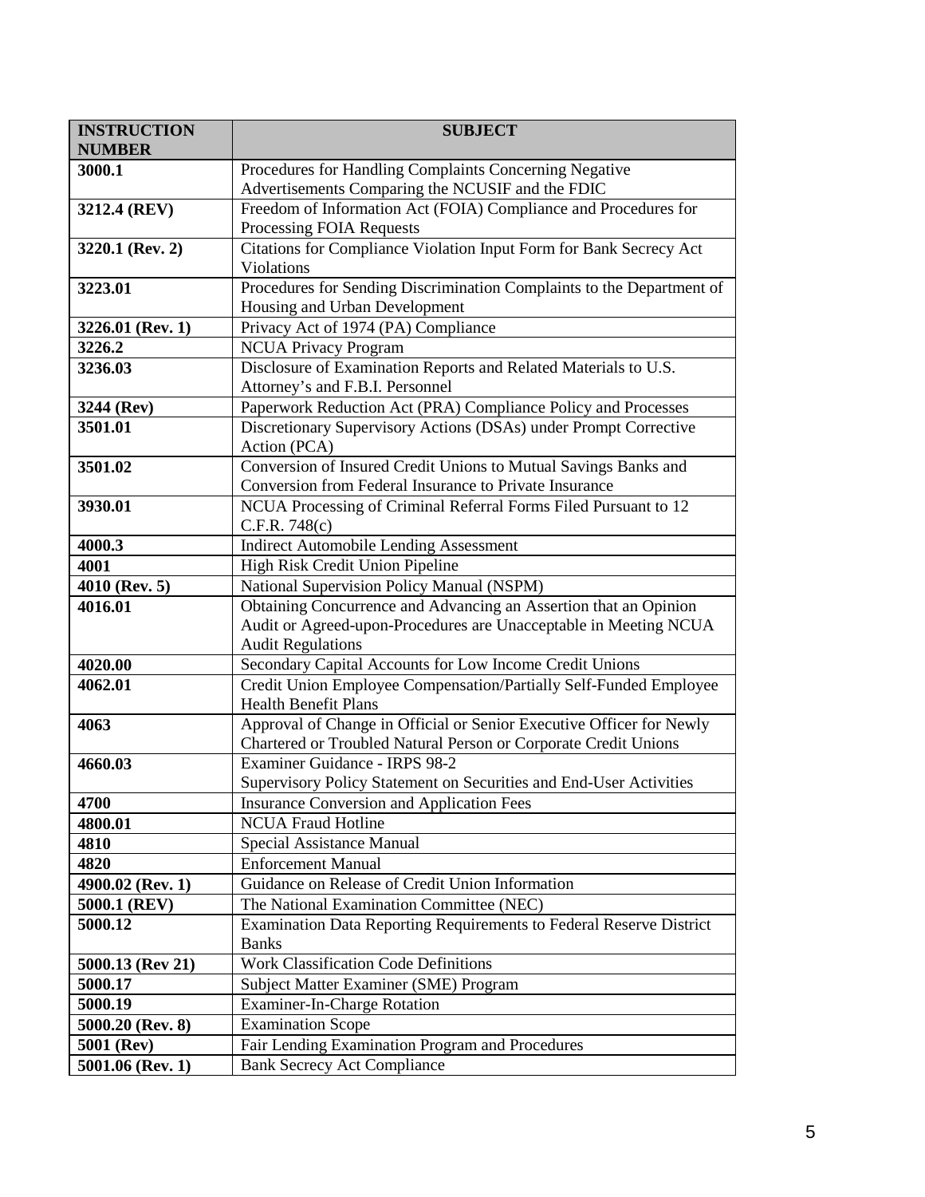| INSTRUCTION NUMBER | SUBJECT |
|---|---|
| 3000.1 | Procedures for Handling Complaints Concerning Negative Advertisements Comparing the NCUSIF and the FDIC |
| 3212.4 (REV) | Freedom of Information Act (FOIA) Compliance and Procedures for Processing FOIA Requests |
| 3220.1 (Rev. 2) | Citations for Compliance Violation Input Form for Bank Secrecy Act Violations |
| 3223.01 | Procedures for Sending Discrimination Complaints to the Department of Housing and Urban Development |
| 3226.01 (Rev. 1) | Privacy Act of 1974 (PA) Compliance |
| 3226.2 | NCUA Privacy Program |
| 3236.03 | Disclosure of Examination Reports and Related Materials to U.S. Attorney's and F.B.I. Personnel |
| 3244 (Rev) | Paperwork Reduction Act (PRA) Compliance Policy and Processes |
| 3501.01 | Discretionary Supervisory Actions (DSAs) under Prompt Corrective Action (PCA) |
| 3501.02 | Conversion of Insured Credit Unions to Mutual Savings Banks and Conversion from Federal Insurance to Private Insurance |
| 3930.01 | NCUA Processing of Criminal Referral Forms Filed Pursuant to 12 C.F.R. 748(c) |
| 4000.3 | Indirect Automobile Lending Assessment |
| 4001 | High Risk Credit Union Pipeline |
| 4010 (Rev. 5) | National Supervision Policy Manual (NSPM) |
| 4016.01 | Obtaining Concurrence and Advancing an Assertion that an Opinion Audit or Agreed-upon-Procedures are Unacceptable in Meeting NCUA Audit Regulations |
| 4020.00 | Secondary Capital Accounts for Low Income Credit Unions |
| 4062.01 | Credit Union Employee Compensation/Partially Self-Funded Employee Health Benefit Plans |
| 4063 | Approval of Change in Official or Senior Executive Officer for Newly Chartered or Troubled Natural Person or Corporate Credit Unions |
| 4660.03 | Examiner Guidance - IRPS 98-2<br>Supervisory Policy Statement on Securities and End-User Activities |
| 4700 | Insurance Conversion and Application Fees |
| 4800.01 | NCUA Fraud Hotline |
| 4810 | Special Assistance Manual |
| 4820 | Enforcement Manual |
| 4900.02 (Rev. 1) | Guidance on Release of Credit Union Information |
| 5000.1 (REV) | The National Examination Committee (NEC) |
| 5000.12 | Examination Data Reporting Requirements to Federal Reserve District Banks |
| 5000.13 (Rev 21) | Work Classification Code Definitions |
| 5000.17 | Subject Matter Examiner (SME) Program |
| 5000.19 | Examiner-In-Charge Rotation |
| 5000.20 (Rev. 8) | Examination Scope |
| 5001 (Rev) | Fair Lending Examination Program and Procedures |
| 5001.06 (Rev. 1) | Bank Secrecy Act Compliance |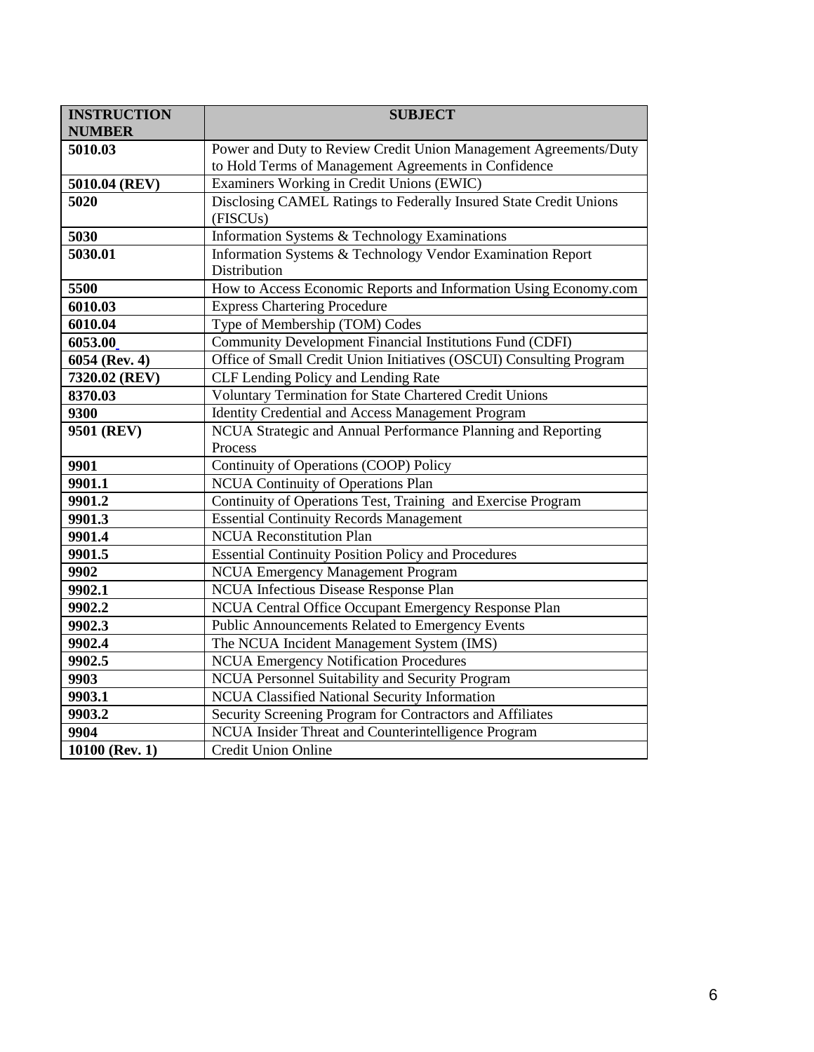| INSTRUCTION NUMBER | SUBJECT |
| --- | --- |
| **5010.03** | Power and Duty to Review Credit Union Management Agreements/Duty to Hold Terms of Management Agreements in Confidence |
| **5010.04 (REV)** | Examiners Working in Credit Unions (EWIC) |
| **5020** | Disclosing CAMEL Ratings to Federally Insured State Credit Unions (FISCUs) |
| **5030** | Information Systems & Technology Examinations |
| **5030.01** | Information Systems & Technology Vendor Examination Report Distribution |
| **5500** | How to Access Economic Reports and Information Using Economy.com |
| **6010.03** | Express Chartering Procedure |
| **6010.04** | Type of Membership (TOM) Codes |
| **6053.00** | Community Development Financial Institutions Fund (CDFI) |
| **6054 (Rev. 4)** | Office of Small Credit Union Initiatives (OSCUI) Consulting Program |
| **7320.02 (REV)** | CLF Lending Policy and Lending Rate |
| **8370.03** | Voluntary Termination for State Chartered Credit Unions |
| **9300** | Identity Credential and Access Management Program |
| **9501 (REV)** | NCUA Strategic and Annual Performance Planning and Reporting Process |
| **9901** | Continuity of Operations (COOP) Policy |
| **9901.1** | NCUA Continuity of Operations Plan |
| **9901.2** | Continuity of Operations Test, Training and Exercise Program |
| **9901.3** | Essential Continuity Records Management |
| **9901.4** | NCUA Reconstitution Plan |
| **9901.5** | Essential Continuity Position Policy and Procedures |
| **9902** | NCUA Emergency Management Program |
| **9902.1** | NCUA Infectious Disease Response Plan |
| **9902.2** | NCUA Central Office Occupant Emergency Response Plan |
| **9902.3** | Public Announcements Related to Emergency Events |
| **9902.4** | The NCUA Incident Management System (IMS) |
| **9902.5** | NCUA Emergency Notification Procedures |
| **9903** | NCUA Personnel Suitability and Security Program |
| **9903.1** | NCUA Classified National Security Information |
| **9903.2** | Security Screening Program for Contractors and Affiliates |
| **9904** | NCUA Insider Threat and Counterintelligence Program |
| **10100 (Rev. 1)** | Credit Union Online |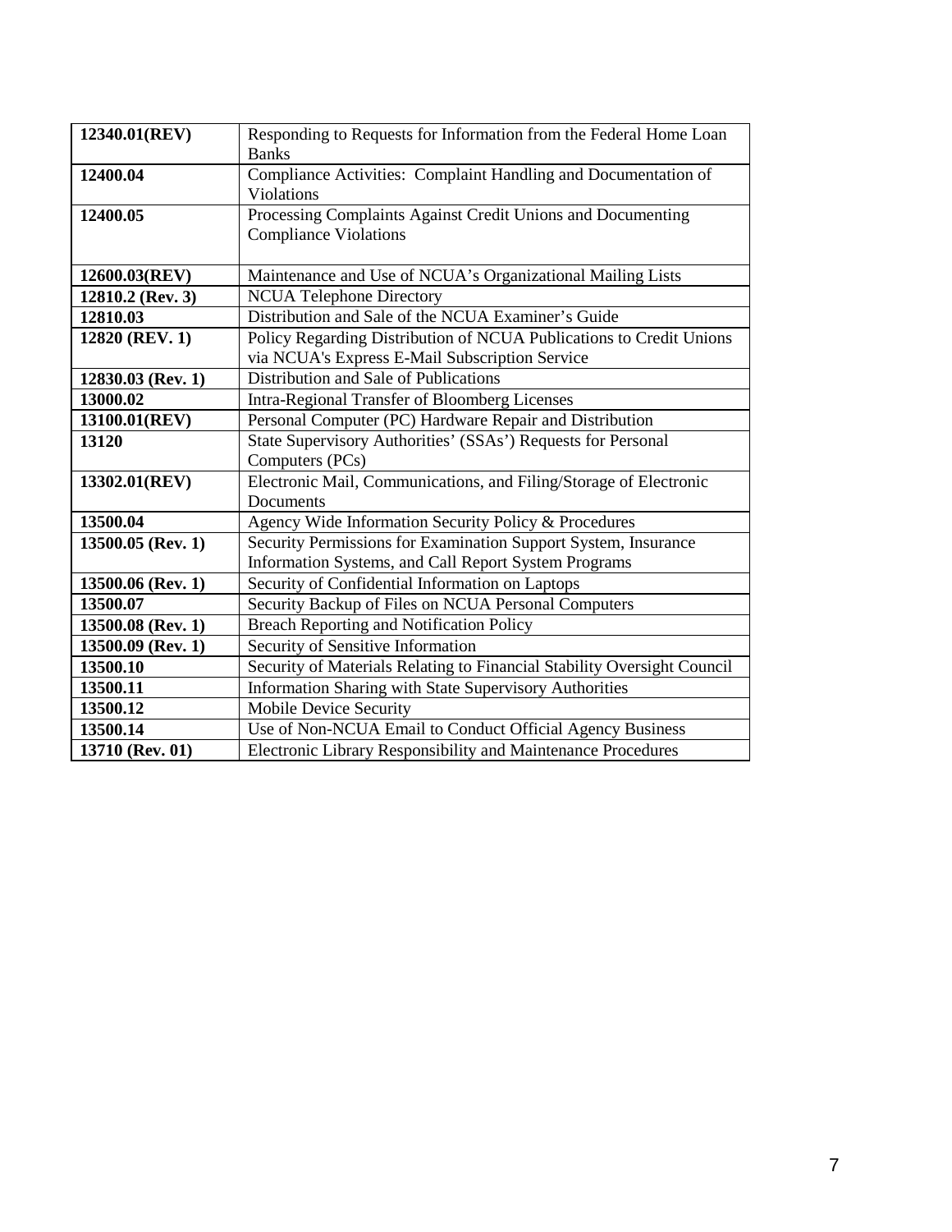| | |
|---|---|
| **12340.01(REV)** | Responding to Requests for Information from the Federal Home Loan Banks |
| **12400.04** | Compliance Activities: Complaint Handling and Documentation of Violations |
| **12400.05** | Processing Complaints Against Credit Unions and Documenting Compliance Violations |
| **12600.03(REV)** | Maintenance and Use of NCUA's Organizational Mailing Lists |
| **12810.2 (Rev. 3)** | NCUA Telephone Directory |
| **12810.03** | Distribution and Sale of the NCUA Examiner's Guide |
| **12820 (REV. 1)** | Policy Regarding Distribution of NCUA Publications to Credit Unions via NCUA's Express E-Mail Subscription Service |
| **12830.03 (Rev. 1)** | Distribution and Sale of Publications |
| **13000.02** | Intra-Regional Transfer of Bloomberg Licenses |
| **13100.01(REV)** | Personal Computer (PC) Hardware Repair and Distribution |
| **13120** | State Supervisory Authorities' (SSAs') Requests for Personal Computers (PCs) |
| **13302.01(REV)** | Electronic Mail, Communications, and Filing/Storage of Electronic Documents |
| **13500.04** | Agency Wide Information Security Policy & Procedures |
| **13500.05 (Rev. 1)** | Security Permissions for Examination Support System, Insurance Information Systems, and Call Report System Programs |
| **13500.06 (Rev. 1)** | Security of Confidential Information on Laptops |
| **13500.07** | Security Backup of Files on NCUA Personal Computers |
| **13500.08 (Rev. 1)** | Breach Reporting and Notification Policy |
| **13500.09 (Rev. 1)** | Security of Sensitive Information |
| **13500.10** | Security of Materials Relating to Financial Stability Oversight Council |
| **13500.11** | Information Sharing with State Supervisory Authorities |
| **13500.12** | Mobile Device Security |
| **13500.14** | Use of Non-NCUA Email to Conduct Official Agency Business |
| **13710 (Rev. 01)** | Electronic Library Responsibility and Maintenance Procedures |